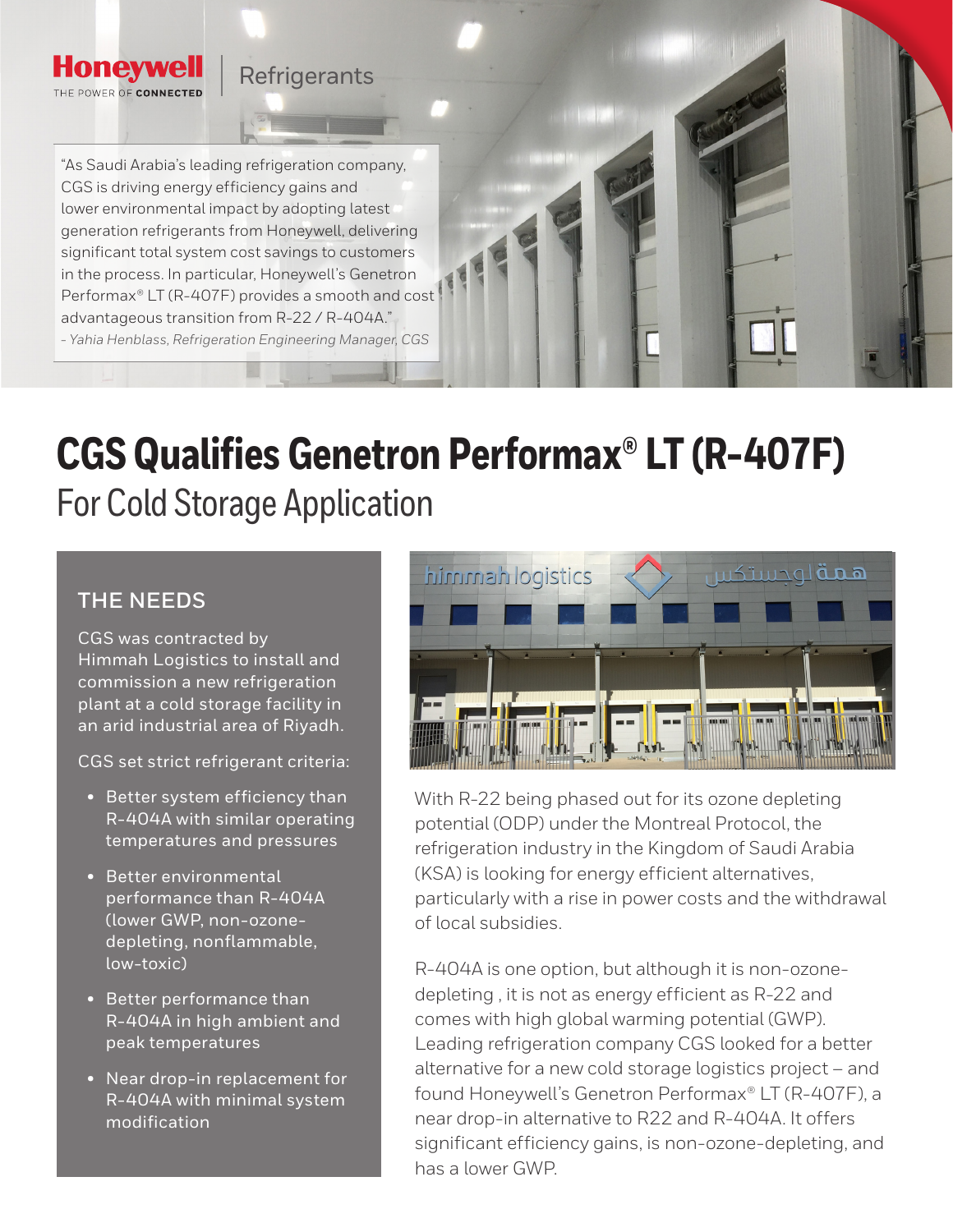Honeywell | Refrigerants

"As Saudi Arabia's leading refrigeration company, CGS is driving energy efficiency gains and lower environmental impact by adopting latest generation refrigerants from Honeywell, delivering significant total system cost savings to customers in the process. In particular, Honeywell's Genetron Performax® LT (R-407F) provides a smooth and cost advantageous transition from R-22 / R-404A."

*- Yahia Henblass, Refrigeration Engineering Manager, CGS*

# CGS Qualifies Genetron Performax® LT (R-407F)

## For Cold Storage Application

### THE NEEDS

CGS was contracted by Himmah Logistics to install and commission a new refrigeration plant at a cold storage facility in an arid industrial area of Riyadh.

CGS set strict refrigerant criteria:

- Better system efficiency than R-404A with similar operating temperatures and pressures
- Better environmental performance than R-404A (lower GWP, non-ozone-depleting, nonflammable, low-toxic)
- Better performance than R-404A in high ambient and peak temperatures
- Near drop-in replacement for R-404A with minimal system modification

With R-22 being phased out for its ozone depleting potential (ODP) under the Montreal Protocol, the refrigeration industry in the Kingdom of Saudi Arabia (KSA) is looking for energy efficient alternatives, particularly with a rise in power costs and the withdrawal of local subsidies.

R-404A is one option, but although it is non-ozone-depleting , it is not as energy efficient as R-22 and comes with high global warming potential (GWP). Leading refrigeration company CGS looked for a better alternative for a new cold storage logistics project – and found Honeywell's Genetron Performax® LT (R-407F), a near drop-in alternative to R22 and R-404A. It offers significant efficiency gains, is non-ozone-depleting, and has a lower GWP.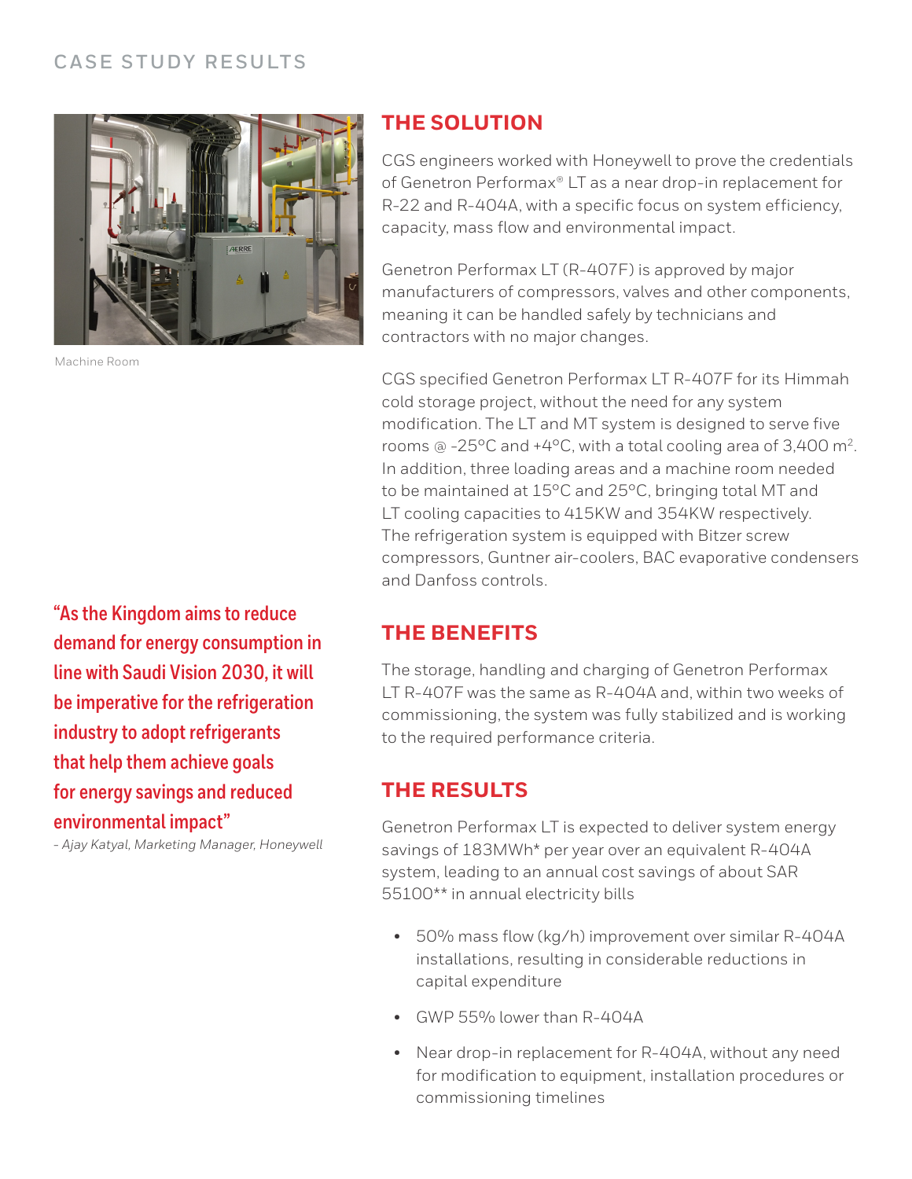## CASE STUDY RESULTS

Machine Room

> **"As the Kingdom aims to reduce demand for energy consumption in line with Saudi Vision 2030, it will be imperative for the refrigeration industry to adopt refrigerants that help them achieve goals for energy savings and reduced environmental impact"**
>
> *– Ajay Katyal, Marketing Manager, Honeywell*

## THE SOLUTION

CGS engineers worked with Honeywell to prove the credentials of Genetron Performax® LT as a near drop-in replacement for R-22 and R-404A, with a specific focus on system efficiency, capacity, mass flow and environmental impact.

Genetron Performax LT (R-407F) is approved by major manufacturers of compressors, valves and other components, meaning it can be handled safely by technicians and contractors with no major changes.

CGS specified Genetron Performax LT R-407F for its Himmah cold storage project, without the need for any system modification. The LT and MT system is designed to serve five rooms @ -25°C and +4°C, with a total cooling area of 3,400 $m^2$. In addition, three loading areas and a machine room needed to be maintained at 15°C and 25°C, bringing total MT and LT cooling capacities to 415KW and 354KW respectively. The refrigeration system is equipped with Bitzer screw compressors, Guntner air-coolers, BAC evaporative condensers and Danfoss controls.

## THE BENEFITS

The storage, handling and charging of Genetron Performax LT R-407F was the same as R-404A and, within two weeks of commissioning, the system was fully stabilized and is working to the required performance criteria.

## THE RESULTS

Genetron Performax LT is expected to deliver system energy savings of 183MWh* per year over an equivalent R-404A system, leading to an annual cost savings of about SAR 55100** in annual electricity bills

- 50% mass flow (kg/h) improvement over similar R-404A installations, resulting in considerable reductions in capital expenditure
- GWP 55% lower than R-404A
- Near drop-in replacement for R-404A, without any need for modification to equipment, installation procedures or commissioning timelines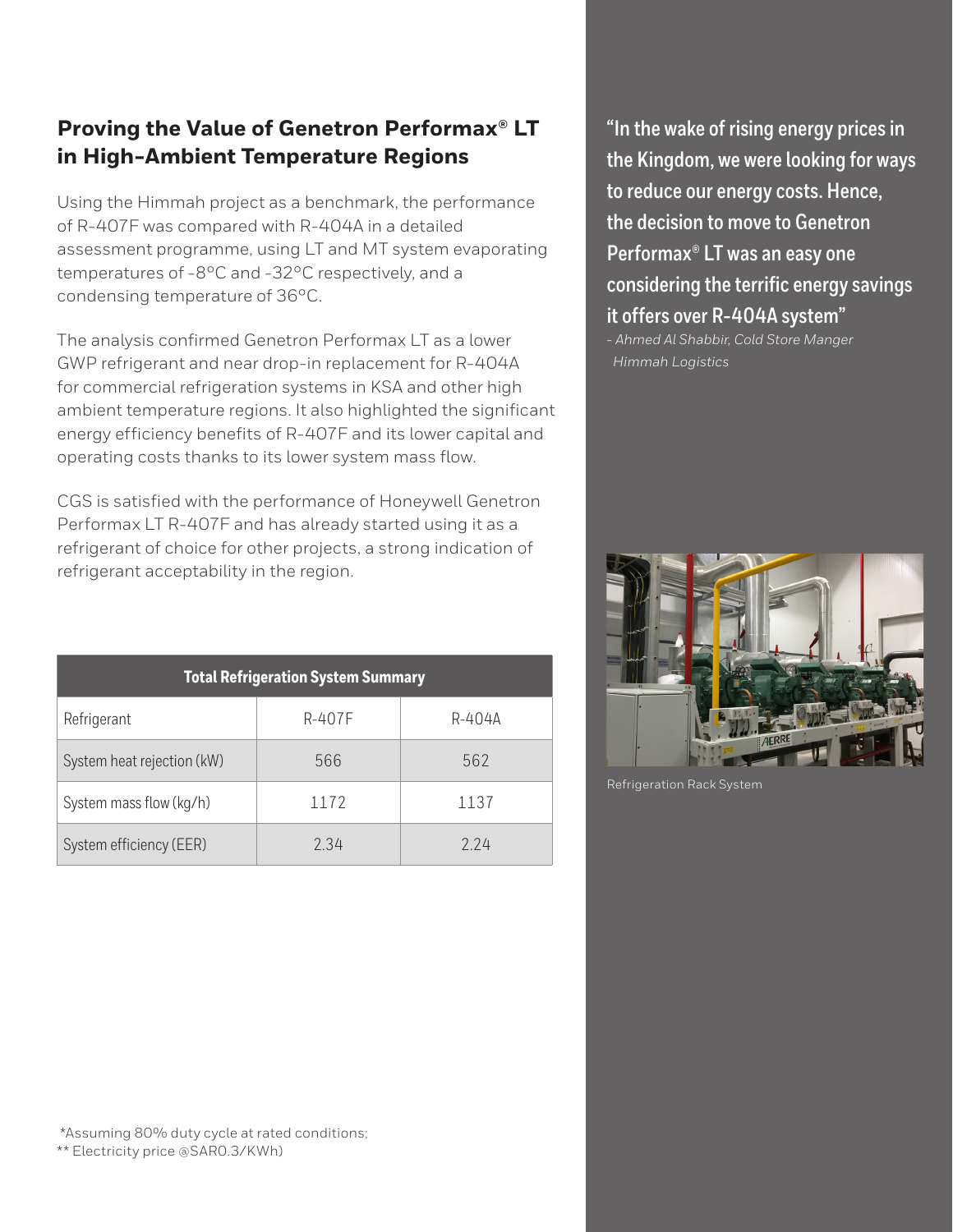## Proving the Value of Genetron Performax® LT in High-Ambient Temperature Regions

Using the Himmah project as a benchmark, the performance of R-407F was compared with R-404A in a detailed assessment programme, using LT and MT system evaporating temperatures of -8°C and -32°C respectively, and a condensing temperature of 36°C.

The analysis confirmed Genetron Performax LT as a lower GWP refrigerant and near drop-in replacement for R-404A for commercial refrigeration systems in KSA and other high ambient temperature regions. It also highlighted the significant energy efficiency benefits of R-407F and its lower capital and operating costs thanks to its lower system mass flow.

CGS is satisfied with the performance of Honeywell Genetron Performax LT R-407F and has already started using it as a refrigerant of choice for other projects, a strong indication of refrigerant acceptability in the region.

| Total Refrigeration System Summary | | |
|---|---|---|
| Refrigerant | R-407F | R-404A |
| System heat rejection (kW) | 566 | 562 |
| System mass flow (kg/h) | 1172 | 1137 |
| System efficiency (EER) | 2.34 | 2.24 |

*Assuming 80% duty cycle at rated conditions;
** Electricity price @SAR0.3/KWh)

**"In the wake of rising energy prices in the Kingdom, we were looking for ways to reduce our energy costs. Hence, the decision to move to Genetron Performax® LT was an easy one considering the terrific energy savings it offers over R-404A system"**

*- Ahmed Al Shabbir, Cold Store Manger Himmah Logistics*

Refrigeration Rack System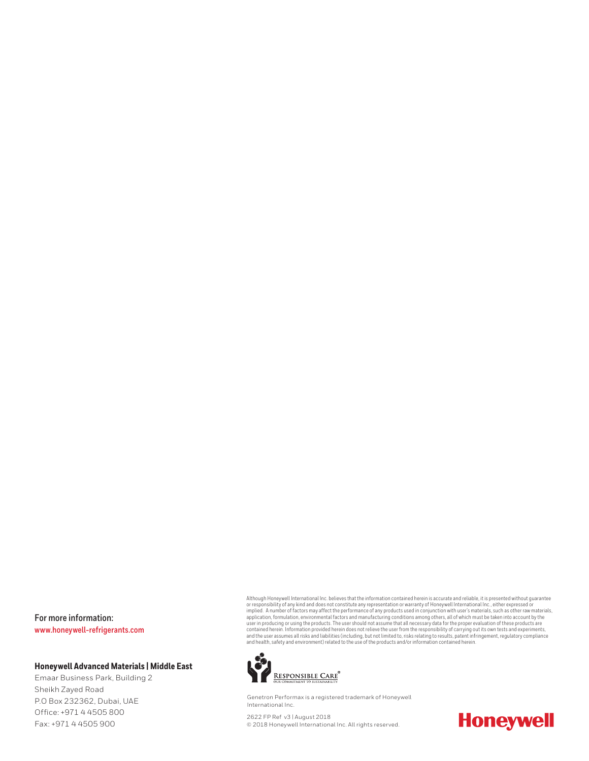For more information:
www.honeywell-refrigerants.com

**Honeywell Advanced Materials | Middle East**

Emaar Business Park, Building 2
Sheikh Zayed Road
P.O Box 232362, Dubai, UAE
Office: +971 4 4505 800
Fax: +971 4 4505 900

Although Honeywell International Inc. believes that the information contained herein is accurate and reliable, it is presented without guarantee or responsibility of any kind and does not constitute any representation or warranty of Honeywell International Inc., either expressed or implied. A number of factors may affect the performance of any products used in conjunction with user's materials, such as other raw materials, application, formulation, environmental factors and manufacturing conditions among others, all of which must be taken into account by the user in producing or using the products. The user should not assume that all necessary data for the proper evaluation of these products are contained herein. Information provided herein does not relieve the user from the responsibility of carrying out its own tests and experiments, and the user assumes all risks and liabilities (including, but not limited to, risks relating to results, patent infringement, regulatory compliance and health, safety and environment) related to the use of the products and/or information contained herein.

Responsible Care®
Our commitment to sustainability

Genetron Performax is a registered trademark of Honeywell International Inc.

2622 FP Ref v3 | August 2018
© 2018 Honeywell International Inc. All rights reserved.

Honeywell